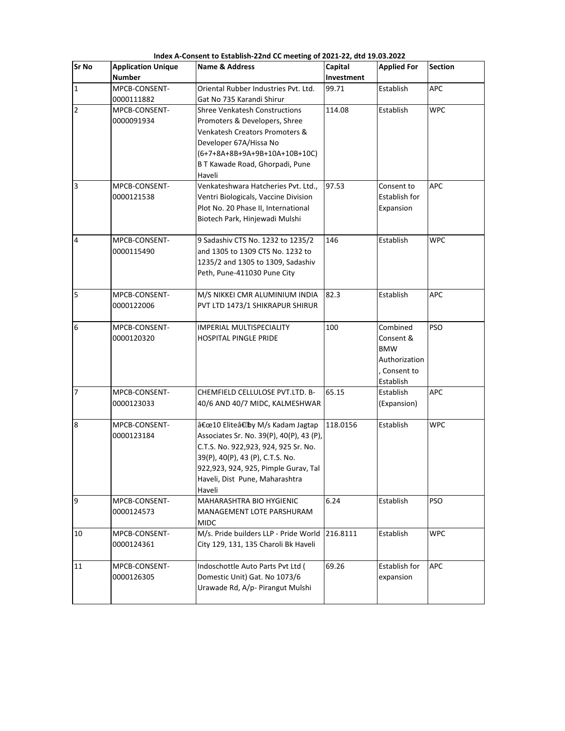**Index A-Consent to Establish-22nd CC meeting of 2021-22, dtd 19.03.2022**

| Sr No | Application Unique Number | Name & Address | Capital Investment | Applied For | Section |
|---|---|---|---|---|---|
| 1 | MPCB-CONSENT-0000111882 | Oriental Rubber Industries Pvt. Ltd. Gat No 735 Karandi Shirur | 99.71 | Establish | APC |
| 2 | MPCB-CONSENT-0000091934 | Shree Venkatesh Constructions Promoters & Developers, Shree Venkatesh Creators Promoters & Developer 67A/Hissa No (6+7+8A+8B+9A+9B+10A+10B+10C) B T Kawade Road, Ghorpadi, Pune Haveli | 114.08 | Establish | WPC |
| 3 | MPCB-CONSENT-0000121538 | Venkateshwara Hatcheries Pvt. Ltd., Ventri Biologicals, Vaccine Division Plot No. 20 Phase II, International Biotech Park, Hinjewadi Mulshi | 97.53 | Consent to Establish for Expansion | APC |
| 4 | MPCB-CONSENT-0000115490 | 9 Sadashiv CTS No. 1232 to 1235/2 and 1305 to 1309 CTS No. 1232 to 1235/2 and 1305 to 1309, Sadashiv Peth, Pune-411030 Pune City | 146 | Establish | WPC |
| 5 | MPCB-CONSENT-0000122006 | M/S NIKKEI CMR ALUMINIUM INDIA PVT LTD 1473/1 SHIKRAPUR SHIRUR | 82.3 | Establish | APC |
| 6 | MPCB-CONSENT-0000120320 | IMPERIAL MULTISPECIALITY HOSPITAL PINGLE PRIDE | 100 | Combined Consent & BMW Authorization , Consent to Establish | PSO |
| 7 | MPCB-CONSENT-0000123033 | CHEMFIELD CELLULOSE PVT.LTD. B-40/6 AND 40/7 MIDC, KALMESHWAR | 65.15 | Establish (Expansion) | APC |
| 8 | MPCB-CONSENT-0000123184 | â€œ10 Eliteâ€by M/s Kadam Jagtap Associates Sr. No. 39(P), 40(P), 43 (P), C.T.S. No. 922,923, 924, 925 Sr. No. 39(P), 40(P), 43 (P), C.T.S. No. 922,923, 924, 925, Pimple Gurav, Tal Haveli, Dist Pune, Maharashtra Haveli | 118.0156 | Establish | WPC |
| 9 | MPCB-CONSENT-0000124573 | MAHARASHTRA BIO HYGIENIC MANAGEMENT LOTE PARSHURAM MIDC | 6.24 | Establish | PSO |
| 10 | MPCB-CONSENT-0000124361 | M/s. Pride builders LLP - Pride World City 129, 131, 135 Charoli Bk Haveli | 216.8111 | Establish | WPC |
| 11 | MPCB-CONSENT-0000126305 | Indoschottle Auto Parts Pvt Ltd ( Domestic Unit) Gat. No 1073/6 Urawade Rd, A/p- Pirangut Mulshi | 69.26 | Establish for expansion | APC |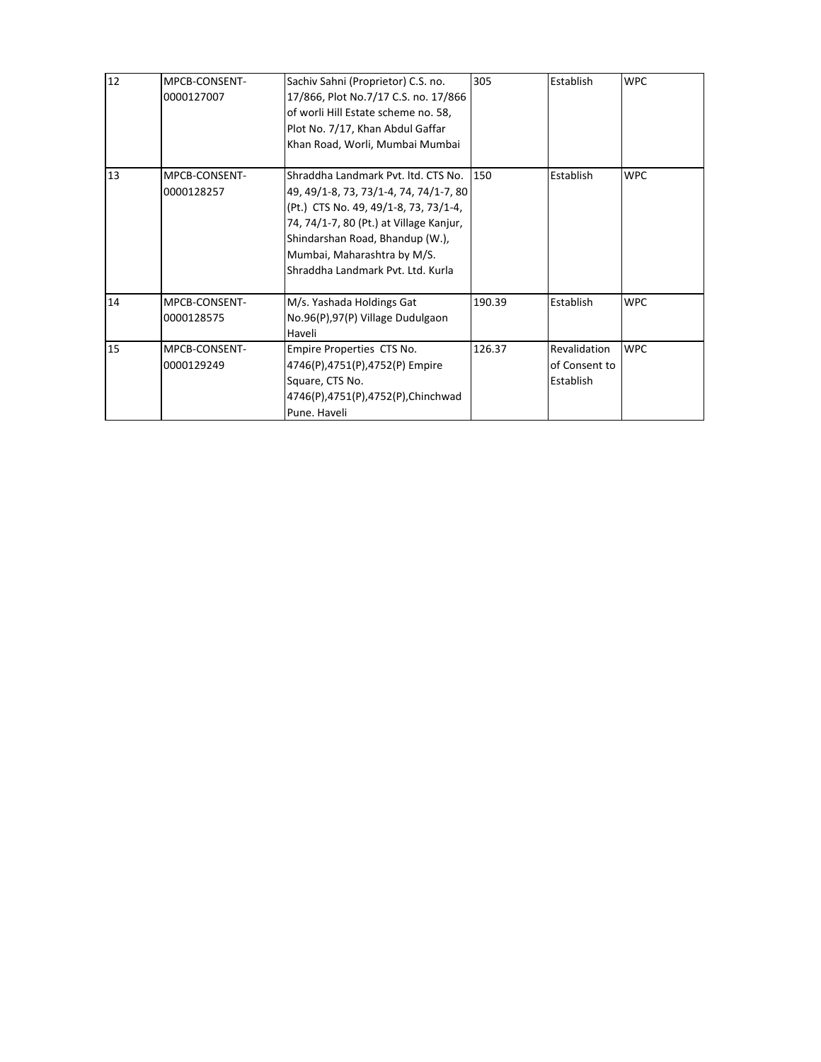| | | | | | |
|---|---|---|---|---|---|
| 12 | MPCB-CONSENT-0000127007 | Sachiv Sahni (Proprietor) C.S. no. 17/866, Plot No.7/17 C.S. no. 17/866 of worli Hill Estate scheme no. 58, Plot No. 7/17, Khan Abdul Gaffar Khan Road, Worli, Mumbai Mumbai | 305 | Establish | WPC |
| 13 | MPCB-CONSENT-0000128257 | Shraddha Landmark Pvt. ltd. CTS No. 49, 49/1-8, 73, 73/1-4, 74, 74/1-7, 80 (Pt.) CTS No. 49, 49/1-8, 73, 73/1-4, 74, 74/1-7, 80 (Pt.) at Village Kanjur, Shindarshan Road, Bhandup (W.), Mumbai, Maharashtra by M/S. Shraddha Landmark Pvt. Ltd. Kurla | 150 | Establish | WPC |
| 14 | MPCB-CONSENT-0000128575 | M/s. Yashada Holdings Gat No.96(P),97(P) Village Dudulgaon Haveli | 190.39 | Establish | WPC |
| 15 | MPCB-CONSENT-0000129249 | Empire Properties CTS No. 4746(P),4751(P),4752(P) Empire Square, CTS No. 4746(P),4751(P),4752(P),Chinchwad Pune. Haveli | 126.37 | Revalidation of Consent to Establish | WPC |